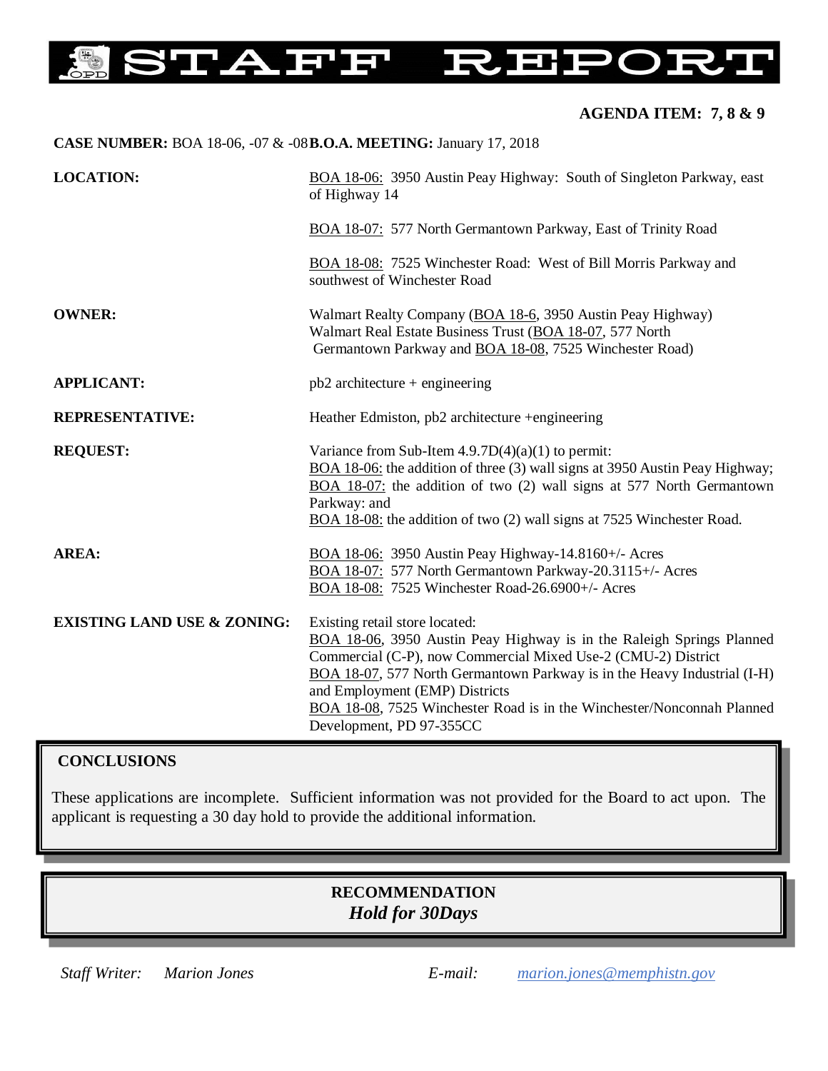# STAFF REPORT

**AGENDA ITEM: 7, 8 & 9**

**CASE NUMBER:** BOA 18-06, -07 & -08 **B.O.A. MEETING:** January 17, 2018

| | |
|---|---|
| **LOCATION:** | BOA 18-06: 3950 Austin Peay Highway: South of Singleton Parkway, east of Highway 14<br><br>BOA 18-07: 577 North Germantown Parkway, East of Trinity Road<br><br>BOA 18-08: 7525 Winchester Road: West of Bill Morris Parkway and southwest of Winchester Road |
| **OWNER:** | Walmart Realty Company (BOA 18-6, 3950 Austin Peay Highway)<br>Walmart Real Estate Business Trust (BOA 18-07, 577 North Germantown Parkway and BOA 18-08, 7525 Winchester Road) |
| **APPLICANT:** | pb2 architecture + engineering |
| **REPRESENTATIVE:** | Heather Edmiston, pb2 architecture +engineering |
| **REQUEST:** | Variance from Sub-Item 4.9.7D(4)(a)(1) to permit:<br>BOA 18-06: the addition of three (3) wall signs at 3950 Austin Peay Highway;<br>BOA 18-07: the addition of two (2) wall signs at 577 North Germantown Parkway: and<br>BOA 18-08: the addition of two (2) wall signs at 7525 Winchester Road. |
| **AREA:** | BOA 18-06: 3950 Austin Peay Highway-14.8160+/- Acres<br>BOA 18-07: 577 North Germantown Parkway-20.3115+/- Acres<br>BOA 18-08: 7525 Winchester Road-26.6900+/- Acres |
| **EXISTING LAND USE & ZONING:** | Existing retail store located:<br>BOA 18-06, 3950 Austin Peay Highway is in the Raleigh Springs Planned Commercial (C-P), now Commercial Mixed Use-2 (CMU-2) District<br>BOA 18-07, 577 North Germantown Parkway is in the Heavy Industrial (I-H) and Employment (EMP) Districts<br>BOA 18-08, 7525 Winchester Road is in the Winchester/Nonconnah Planned Development, PD 97-355CC |

## CONCLUSIONS

These applications are incomplete. Sufficient information was not provided for the Board to act upon. The applicant is requesting a 30 day hold to provide the additional information.

## RECOMMENDATION

***Hold for 30Days***

*Staff Writer:* *Marion Jones* *E-mail:* *marion.jones@memphistn.gov*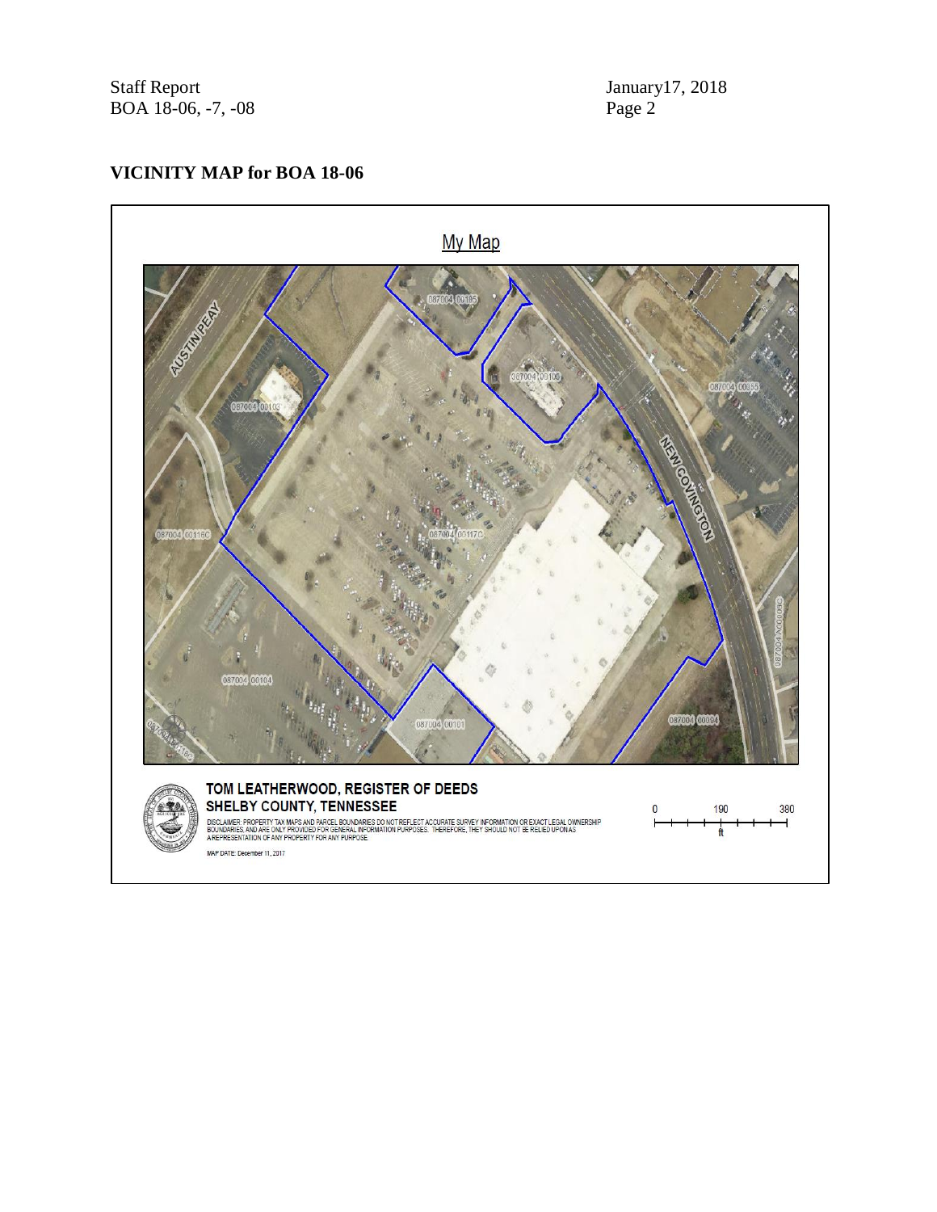## VICINITY MAP for BOA 18-06

My Map

AUSTIN PEAY

NEW COVINGTON

087004 00105

087004 00106

087004 00103

087004 00055

087004 00116C

087004 00117C

087004 00104

087004 00101

087004 00094

087004 A00005C

TOM LEATHERWOOD, REGISTER OF DEEDS
SHELBY COUNTY, TENNESSEE

DISCLAIMER: PROPERTY TAX MAPS AND PARCEL BOUNDARIES DO NOT REFLECT ACCURATE SURVEY INFORMATION OR EXACT LEGAL OWNERSHIP BOUNDARIES, AND ARE ONLY PROVIDED FOR GENERAL INFORMATION PURPOSES. THEREFORE, THEY SHOULD NOT BE RELIED UPON AS A REPRESENTATION OF ANY PROPERTY FOR ANY PURPOSE.

MAP DATE: December 11, 2017

0 190 380
ft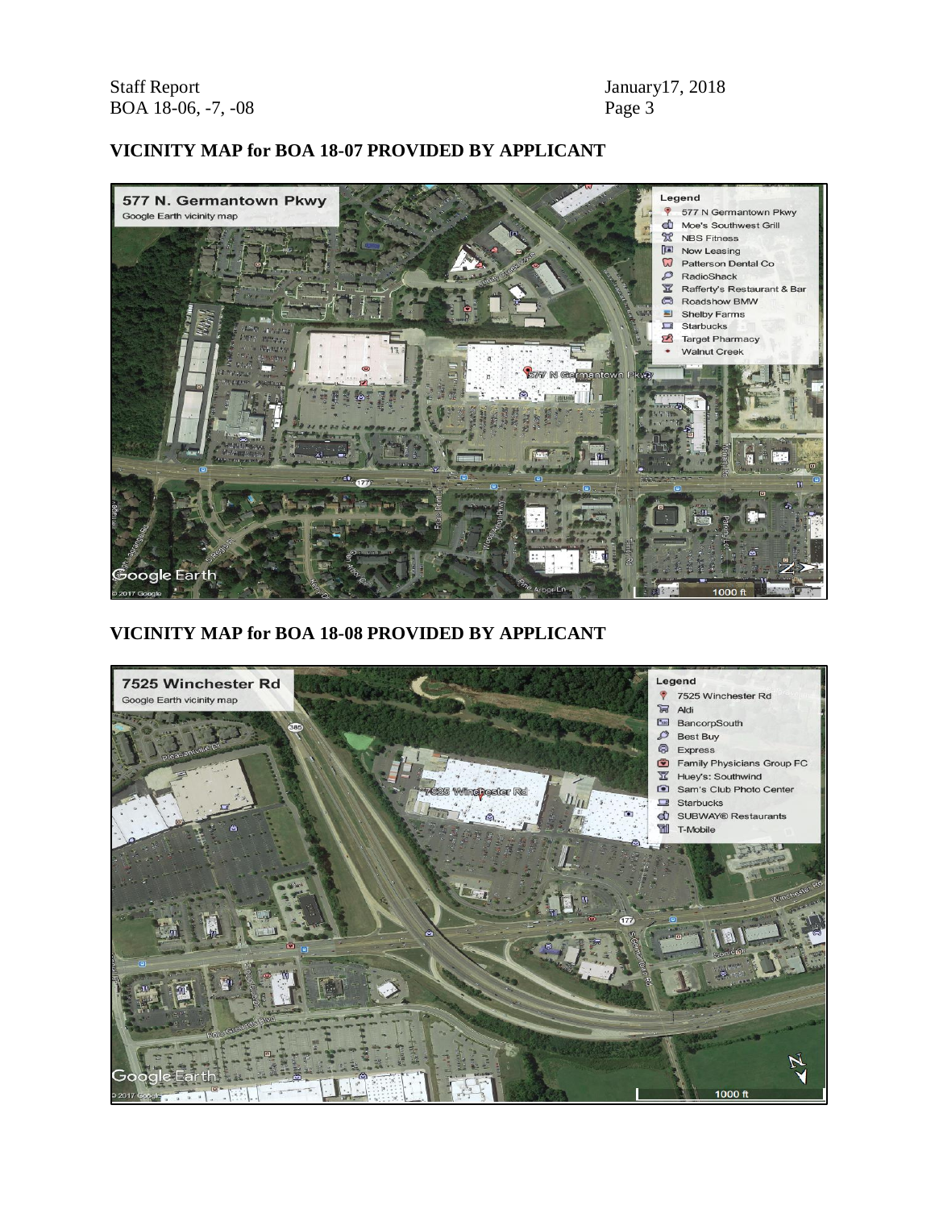## VICINITY MAP for BOA 18-07 PROVIDED BY APPLICANT

577 N. Germantown Pkwy

Google Earth vicinity map

Legend

577 N Germantown Pkwy
Moe's Southwest Grill
NBS Fitness
Now Leasing
Patterson Dental Co
RadioShack
Rafferty's Restaurant & Bar
Roadshow BMW
Shelby Farms
Starbucks
Target Pharmacy
Walnut Creek

Google Earth

1000 ft

## VICINITY MAP for BOA 18-08 PROVIDED BY APPLICANT

7525 Winchester Rd

Google Earth vicinity map

Legend

7525 Winchester Rd
Aldi
BancorpSouth
Best Buy
Express
Family Physicians Group PC
Huey's: Southwind
Sam's Club Photo Center
Starbucks
SUBWAY® Restaurants
T-Mobile

Google Earth

1000 ft